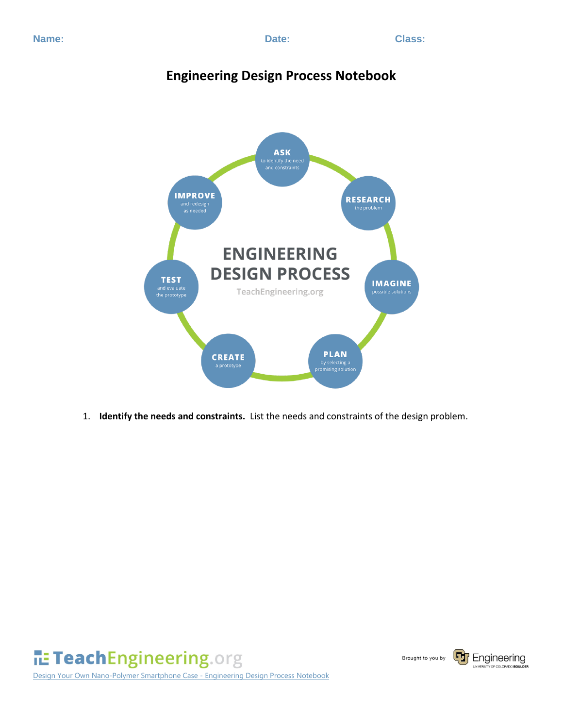Name: Date: Class:

# Engineering Design Process Notebook

ENGINEERING DESIGN PROCESS
TeachEngineering.org

- **ASK** to identify the need and constraints
- **RESEARCH** the problem
- **IMAGINE** possible solutions
- **PLAN** by selecting a promising solution
- **CREATE** a prototype
- **TEST** and evaluate the prototype
- **IMPROVE** and redesign as needed

1. **Identify the needs and constraints.** List the needs and constraints of the design problem.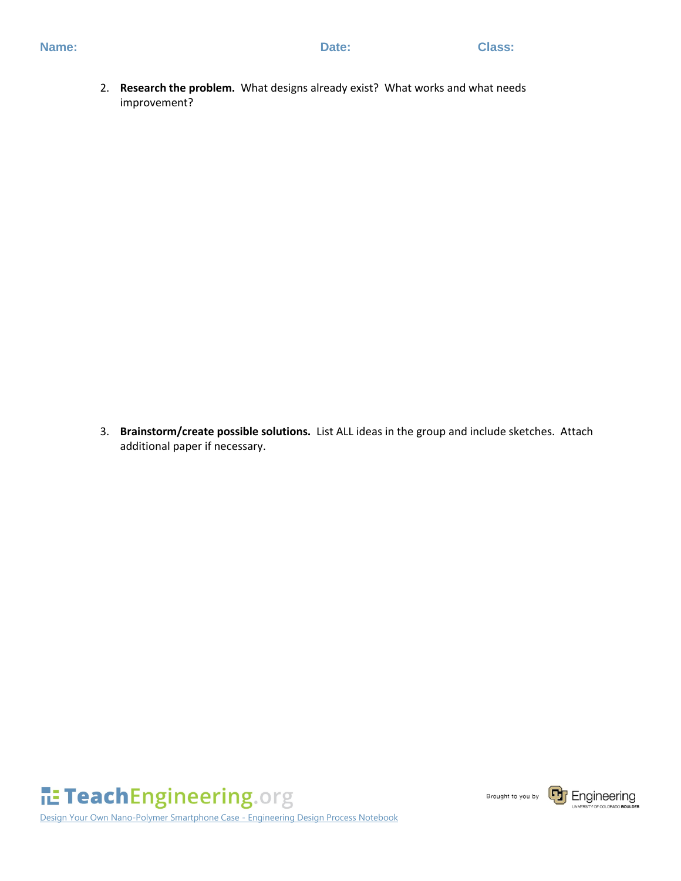Name: Date: Class:

2. **Research the problem.** What designs already exist? What works and what needs improvement?

3. **Brainstorm/create possible solutions.** List ALL ideas in the group and include sketches. Attach additional paper if necessary.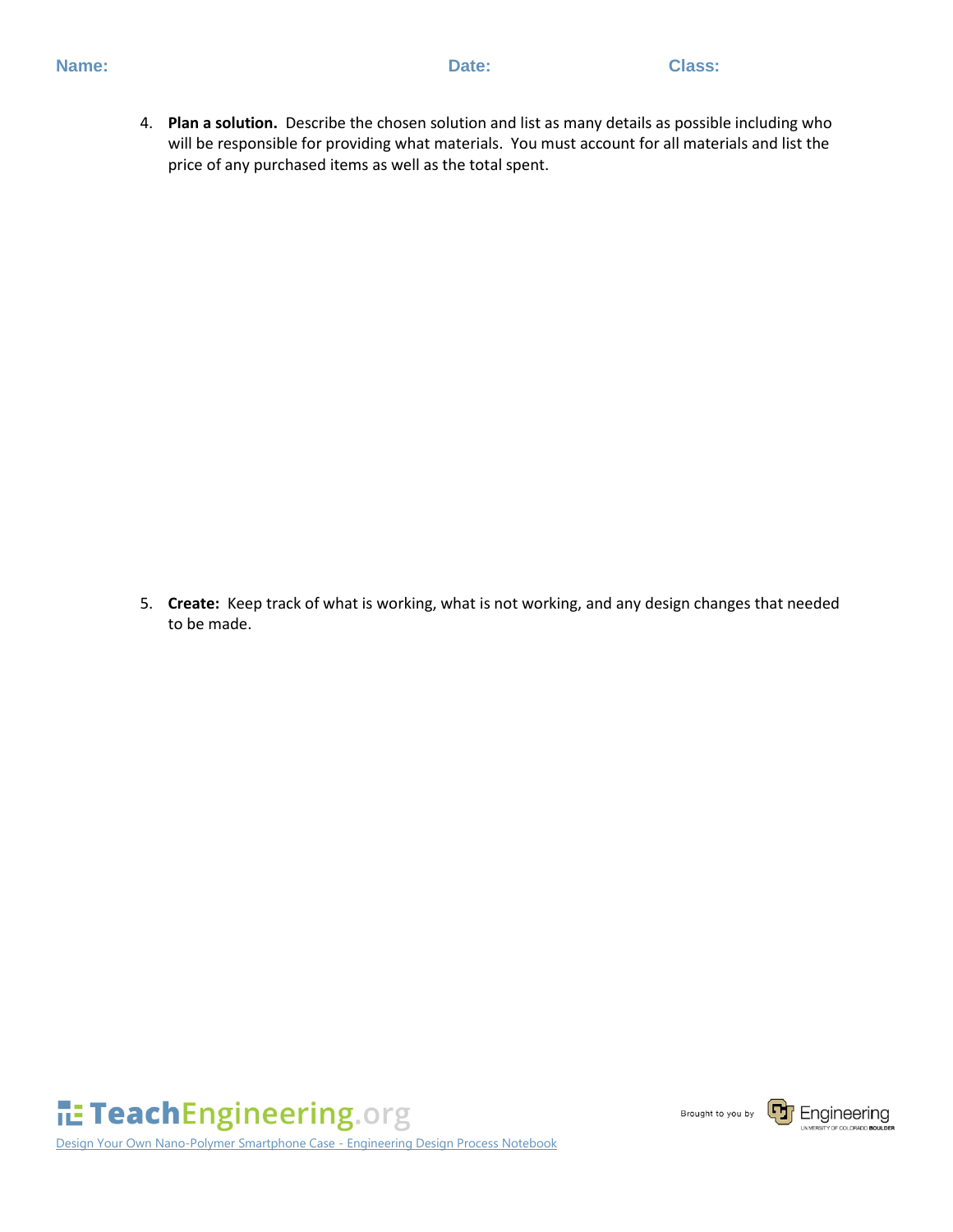Name: Date: Class:

4. **Plan a solution.** Describe the chosen solution and list as many details as possible including who will be responsible for providing what materials. You must account for all materials and list the price of any purchased items as well as the total spent.

5. **Create:** Keep track of what is working, what is not working, and any design changes that needed to be made.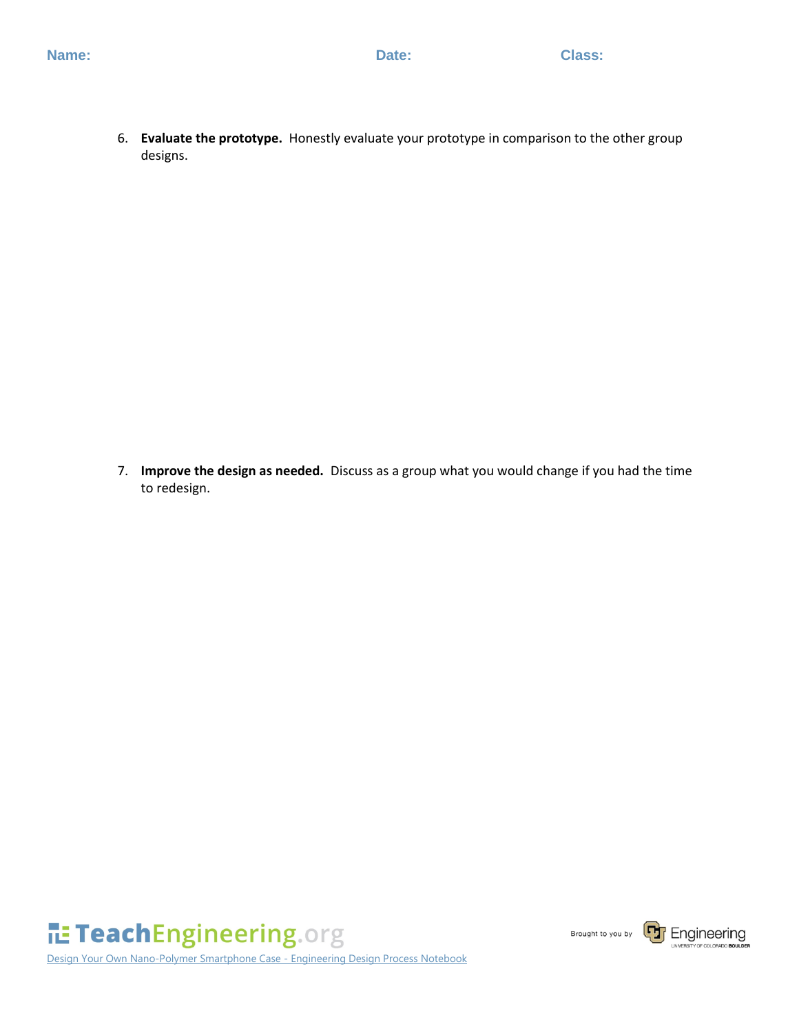Name: Date: Class:

6. **Evaluate the prototype.** Honestly evaluate your prototype in comparison to the other group designs.

7. **Improve the design as needed.** Discuss as a group what you would change if you had the time to redesign.